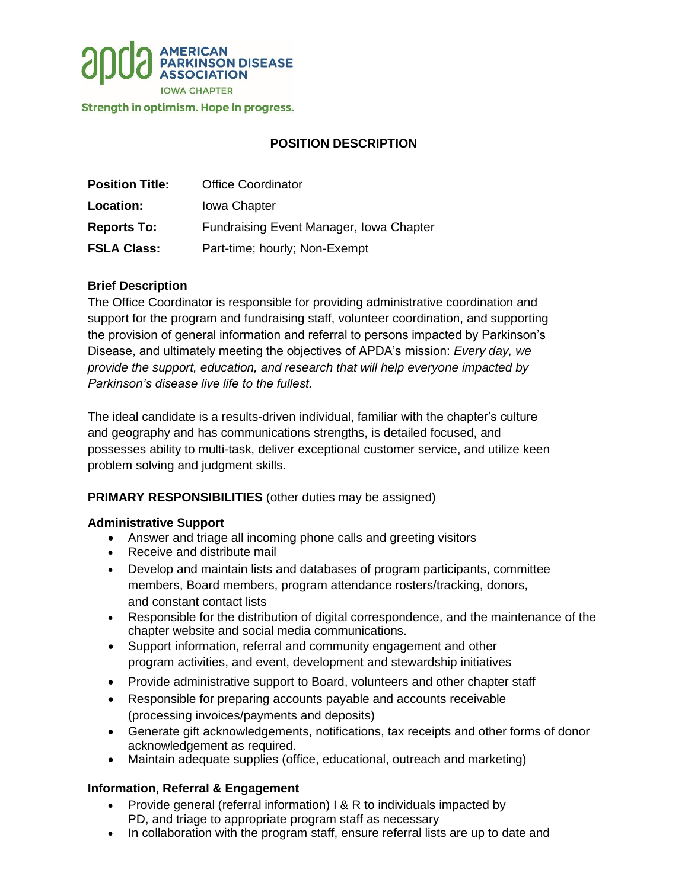AMERICAN PARKINSON DISEASE ASSOCIATION
IOWA CHAPTER

Strength in optimism. Hope in progress.

# POSITION DESCRIPTION

**Position Title:** Office Coordinator

**Location:** Iowa Chapter

**Reports To:** Fundraising Event Manager, Iowa Chapter

**FSLA Class:** Part-time; hourly; Non-Exempt

## Brief Description

The Office Coordinator is responsible for providing administrative coordination and support for the program and fundraising staff, volunteer coordination, and supporting the provision of general information and referral to persons impacted by Parkinson's Disease, and ultimately meeting the objectives of APDA's mission: *Every day, we provide the support, education, and research that will help everyone impacted by Parkinson's disease live life to the fullest.*

The ideal candidate is a results-driven individual, familiar with the chapter's culture and geography and has communications strengths, is detailed focused, and possesses ability to multi-task, deliver exceptional customer service, and utilize keen problem solving and judgment skills.

## PRIMARY RESPONSIBILITIES (other duties may be assigned)

### Administrative Support

- Answer and triage all incoming phone calls and greeting visitors
- Receive and distribute mail
- Develop and maintain lists and databases of program participants, committee members, Board members, program attendance rosters/tracking, donors, and constant contact lists
- Responsible for the distribution of digital correspondence, and the maintenance of the chapter website and social media communications.
- Support information, referral and community engagement and other program activities, and event, development and stewardship initiatives
- Provide administrative support to Board, volunteers and other chapter staff
- Responsible for preparing accounts payable and accounts receivable (processing invoices/payments and deposits)
- Generate gift acknowledgements, notifications, tax receipts and other forms of donor acknowledgement as required.
- Maintain adequate supplies (office, educational, outreach and marketing)

### Information, Referral & Engagement

- Provide general (referral information) I & R to individuals impacted by PD, and triage to appropriate program staff as necessary
- In collaboration with the program staff, ensure referral lists are up to date and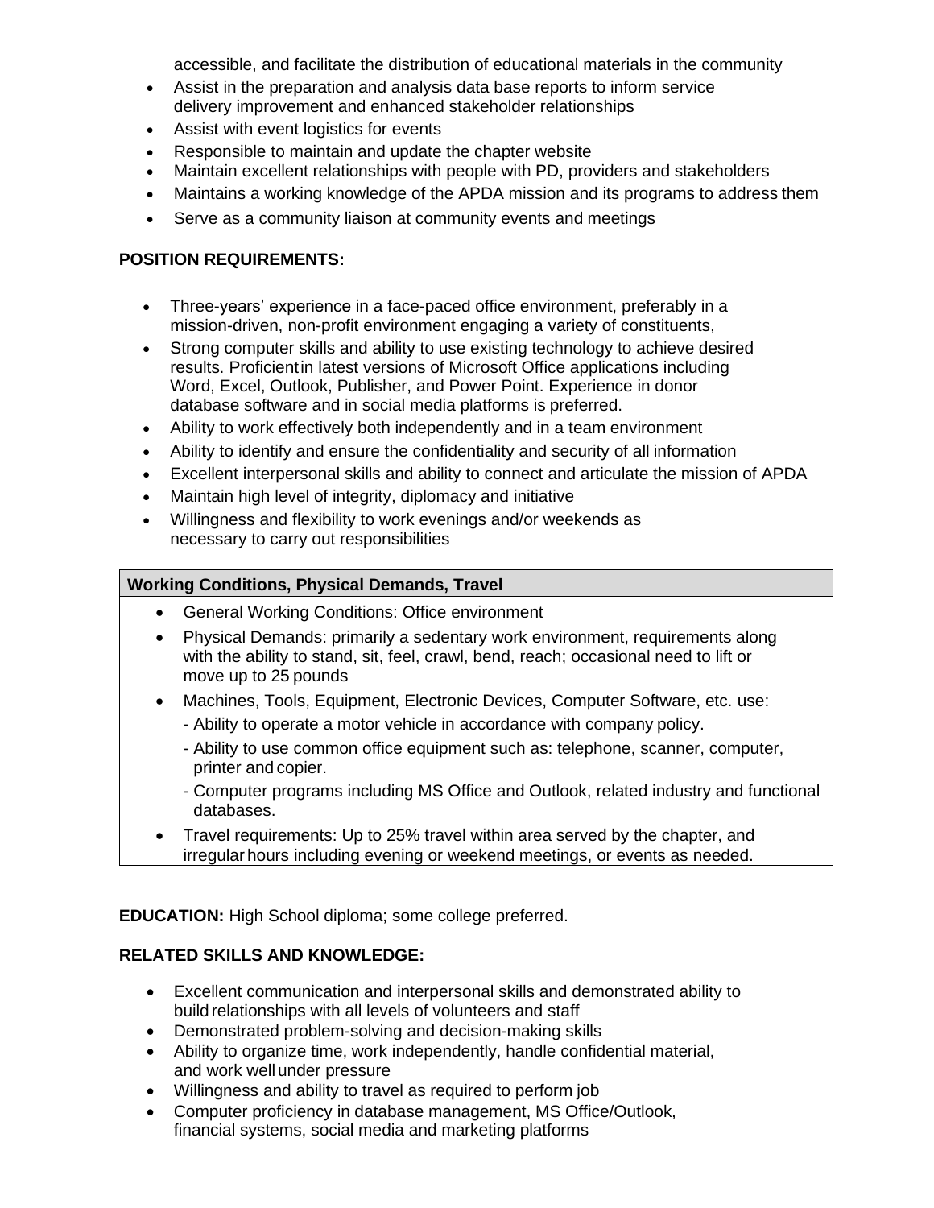accessible, and facilitate the distribution of educational materials in the community

- Assist in the preparation and analysis data base reports to inform service delivery improvement and enhanced stakeholder relationships
- Assist with event logistics for events
- Responsible to maintain and update the chapter website
- Maintain excellent relationships with people with PD, providers and stakeholders
- Maintains a working knowledge of the APDA mission and its programs to address them
- Serve as a community liaison at community events and meetings

**POSITION REQUIREMENTS:**

- Three-years' experience in a face-paced office environment, preferably in a mission-driven, non-profit environment engaging a variety of constituents,
- Strong computer skills and ability to use existing technology to achieve desired results. Proficient in latest versions of Microsoft Office applications including Word, Excel, Outlook, Publisher, and Power Point. Experience in donor database software and in social media platforms is preferred.
- Ability to work effectively both independently and in a team environment
- Ability to identify and ensure the confidentiality and security of all information
- Excellent interpersonal skills and ability to connect and articulate the mission of APDA
- Maintain high level of integrity, diplomacy and initiative
- Willingness and flexibility to work evenings and/or weekends as necessary to carry out responsibilities

| **Working Conditions, Physical Demands, Travel** |
| --- |
| • General Working Conditions: Office environment<br>• Physical Demands: primarily a sedentary work environment, requirements along with the ability to stand, sit, feel, crawl, bend, reach; occasional need to lift or move up to 25 pounds<br>• Machines, Tools, Equipment, Electronic Devices, Computer Software, etc. use:<br>- Ability to operate a motor vehicle in accordance with company policy.<br>- Ability to use common office equipment such as: telephone, scanner, computer, printer and copier.<br>- Computer programs including MS Office and Outlook, related industry and functional databases.<br>• Travel requirements: Up to 25% travel within area served by the chapter, and irregular hours including evening or weekend meetings, or events as needed. |

**EDUCATION:** High School diploma; some college preferred.

**RELATED SKILLS AND KNOWLEDGE:**

- Excellent communication and interpersonal skills and demonstrated ability to build relationships with all levels of volunteers and staff
- Demonstrated problem-solving and decision-making skills
- Ability to organize time, work independently, handle confidential material, and work well under pressure
- Willingness and ability to travel as required to perform job
- Computer proficiency in database management, MS Office/Outlook, financial systems, social media and marketing platforms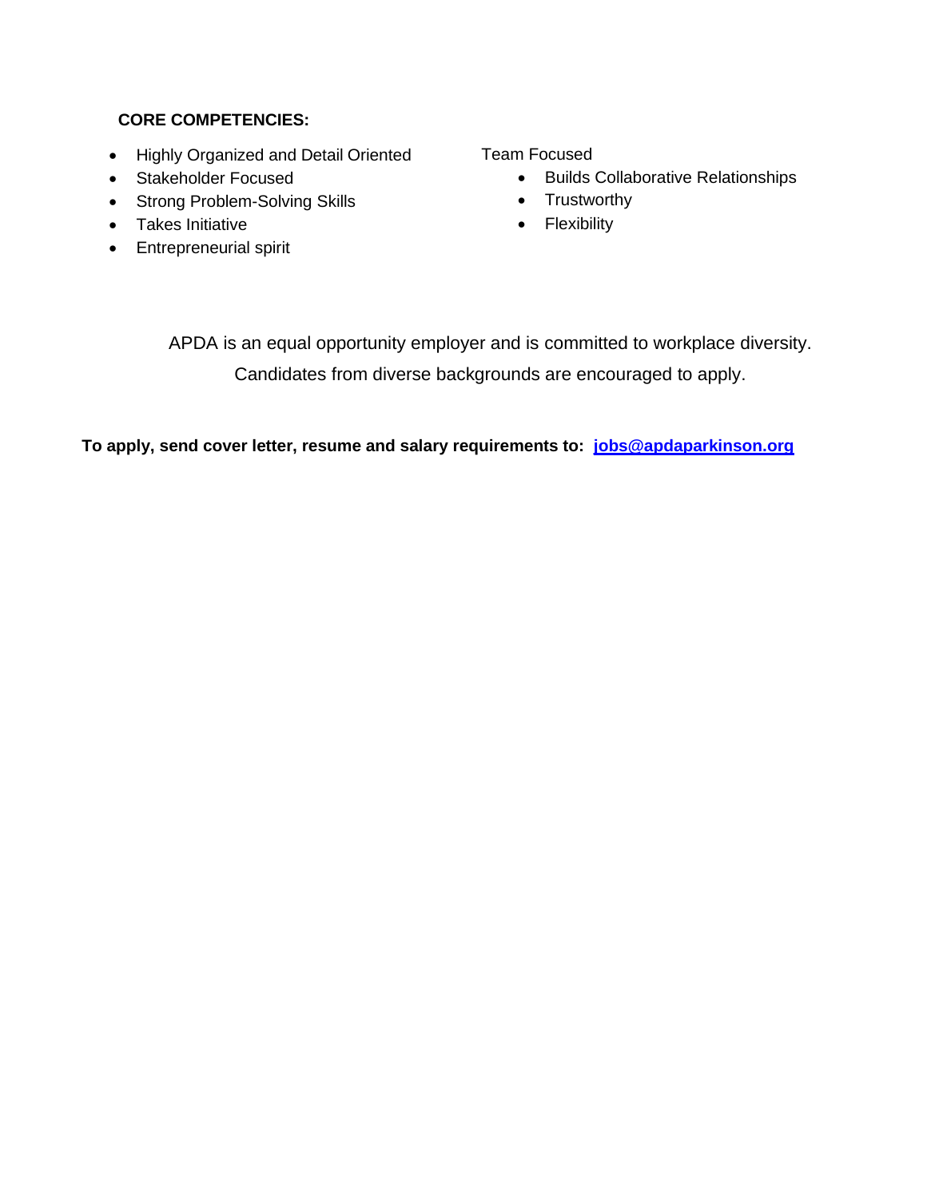**CORE COMPETENCIES:**

- Highly Organized and Detail Oriented
- Stakeholder Focused
- Strong Problem-Solving Skills
- Takes Initiative
- Entrepreneurial spirit

Team Focused

- Builds Collaborative Relationships
- Trustworthy
- Flexibility

APDA is an equal opportunity employer and is committed to workplace diversity. Candidates from diverse backgrounds are encouraged to apply.

**To apply, send cover letter, resume and salary requirements to: [jobs@apdaparkinson.org](mailto:jobs@apdaparkinson.org)**